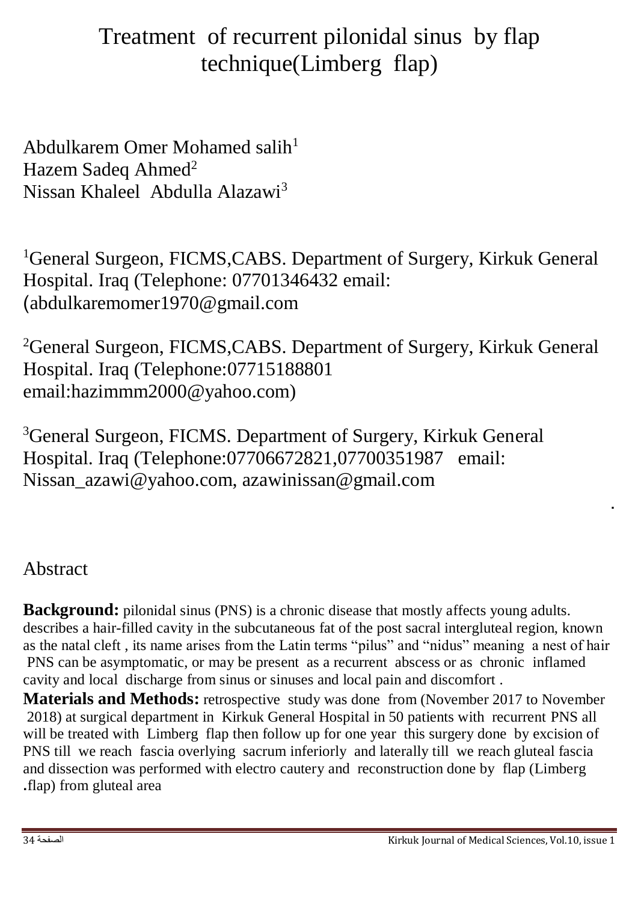# Treatment of recurrent pilonidal sinus by flap technique(Limberg flap)

Abdulkarem Omer Mohamed salih[1]
Hazem Sadeq Ahmed[2]
Nissan Khaleel Abdulla Alazawi[3]

[1]General Surgeon, FICMS,CABS. Department of Surgery, Kirkuk General Hospital. Iraq (Telephone: 07701346432 email: (abdulkaremomer1970@gmail.com

[2]General Surgeon, FICMS,CABS. Department of Surgery, Kirkuk General Hospital. Iraq (Telephone:07715188801 email:hazimmm2000@yahoo.com)

[3]General Surgeon, FICMS. Department of Surgery, Kirkuk General Hospital. Iraq (Telephone:07706672821,07700351987 email: Nissan_azawi@yahoo.com, azawinissan@gmail.com

.

## Abstract

**Background:** pilonidal sinus (PNS) is a chronic disease that mostly affects young adults. describes a hair-filled cavity in the subcutaneous fat of the post sacral intergluteal region, known as the natal cleft , its name arises from the Latin terms "pilus" and "nidus" meaning a nest of hair PNS can be asymptomatic, or may be present as a recurrent abscess or as chronic inflamed cavity and local discharge from sinus or sinuses and local pain and discomfort .

**Materials and Methods:** retrospective study was done from (November 2017 to November 2018) at surgical department in Kirkuk General Hospital in 50 patients with recurrent PNS all will be treated with Limberg flap then follow up for one year this surgery done by excision of PNS till we reach fascia overlying sacrum inferiorly and laterally till we reach gluteal fascia and dissection was performed with electro cautery and reconstruction done by flap (Limberg .flap) from gluteal area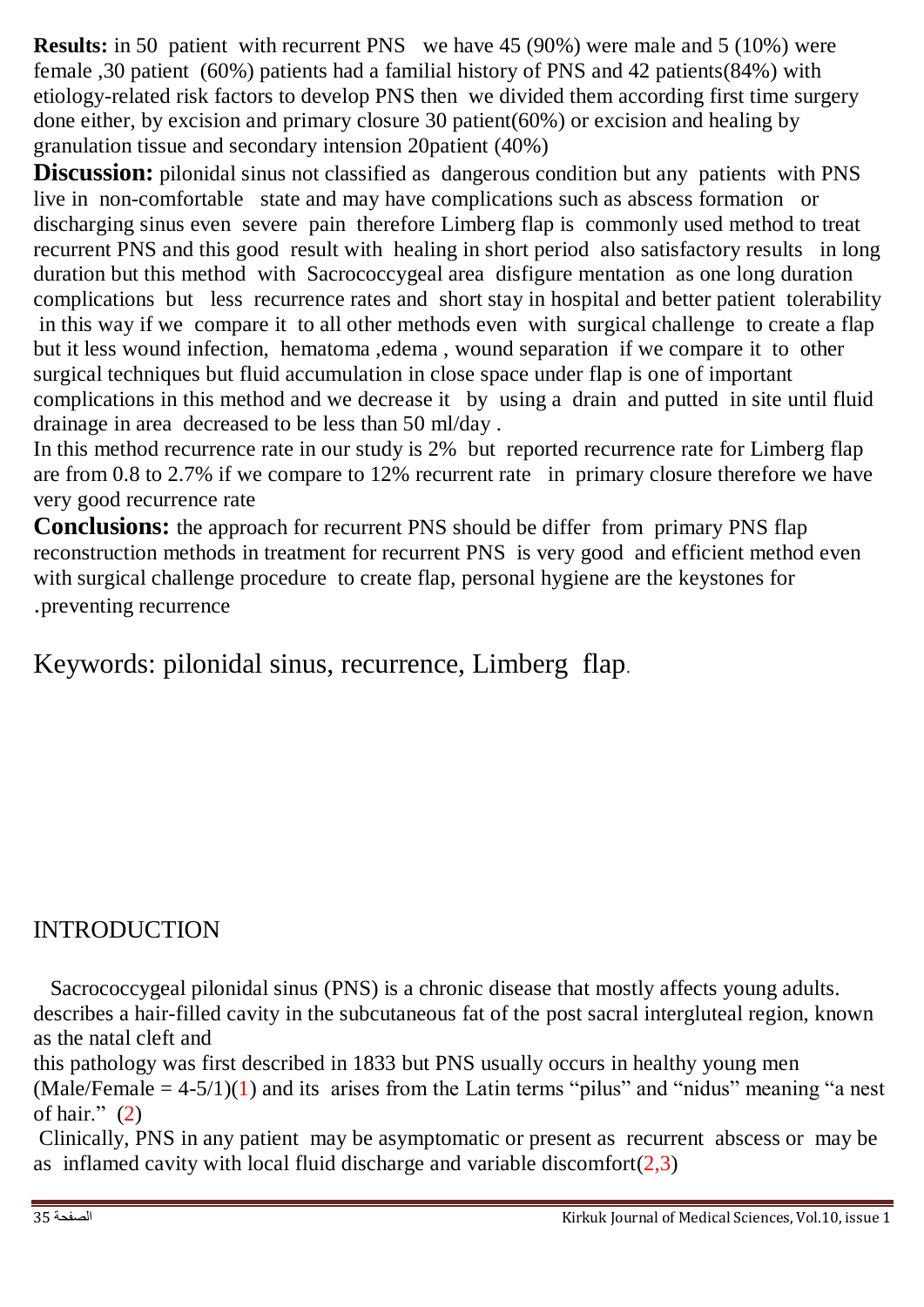**Results:** in 50 patient with recurrent PNS we have 45 (90%) were male and 5 (10%) were female ,30 patient (60%) patients had a familial history of PNS and 42 patients(84%) with etiology-related risk factors to develop PNS then we divided them according first time surgery done either, by excision and primary closure 30 patient(60%) or excision and healing by granulation tissue and secondary intension 20patient (40%)

**Discussion:** pilonidal sinus not classified as dangerous condition but any patients with PNS live in non-comfortable state and may have complications such as abscess formation or discharging sinus even severe pain therefore Limberg flap is commonly used method to treat recurrent PNS and this good result with healing in short period also satisfactory results in long duration but this method with Sacrococcygeal area disfigure mentation as one long duration complications but less recurrence rates and short stay in hospital and better patient tolerability in this way if we compare it to all other methods even with surgical challenge to create a flap but it less wound infection, hematoma ,edema , wound separation if we compare it to other surgical techniques but fluid accumulation in close space under flap is one of important complications in this method and we decrease it by using a drain and putted in site until fluid drainage in area decreased to be less than 50 ml/day .

In this method recurrence rate in our study is 2% but reported recurrence rate for Limberg flap are from 0.8 to 2.7% if we compare to 12% recurrent rate in primary closure therefore we have very good recurrence rate

**Conclusions:** the approach for recurrent PNS should be differ from primary PNS flap reconstruction methods in treatment for recurrent PNS is very good and efficient method even with surgical challenge procedure to create flap, personal hygiene are the keystones for .preventing recurrence

Keywords: pilonidal sinus, recurrence, Limberg flap.

## INTRODUCTION

Sacrococcygeal pilonidal sinus (PNS) is a chronic disease that mostly affects young adults. describes a hair-filled cavity in the subcutaneous fat of the post sacral intergluteal region, known as the natal cleft and

this pathology was first described in 1833 but PNS usually occurs in healthy young men (Male/Female = 4-5/1)(1) and its arises from the Latin terms "pilus" and "nidus" meaning "a nest of hair." (2)

Clinically, PNS in any patient may be asymptomatic or present as recurrent abscess or may be as inflamed cavity with local fluid discharge and variable discomfort(2,3)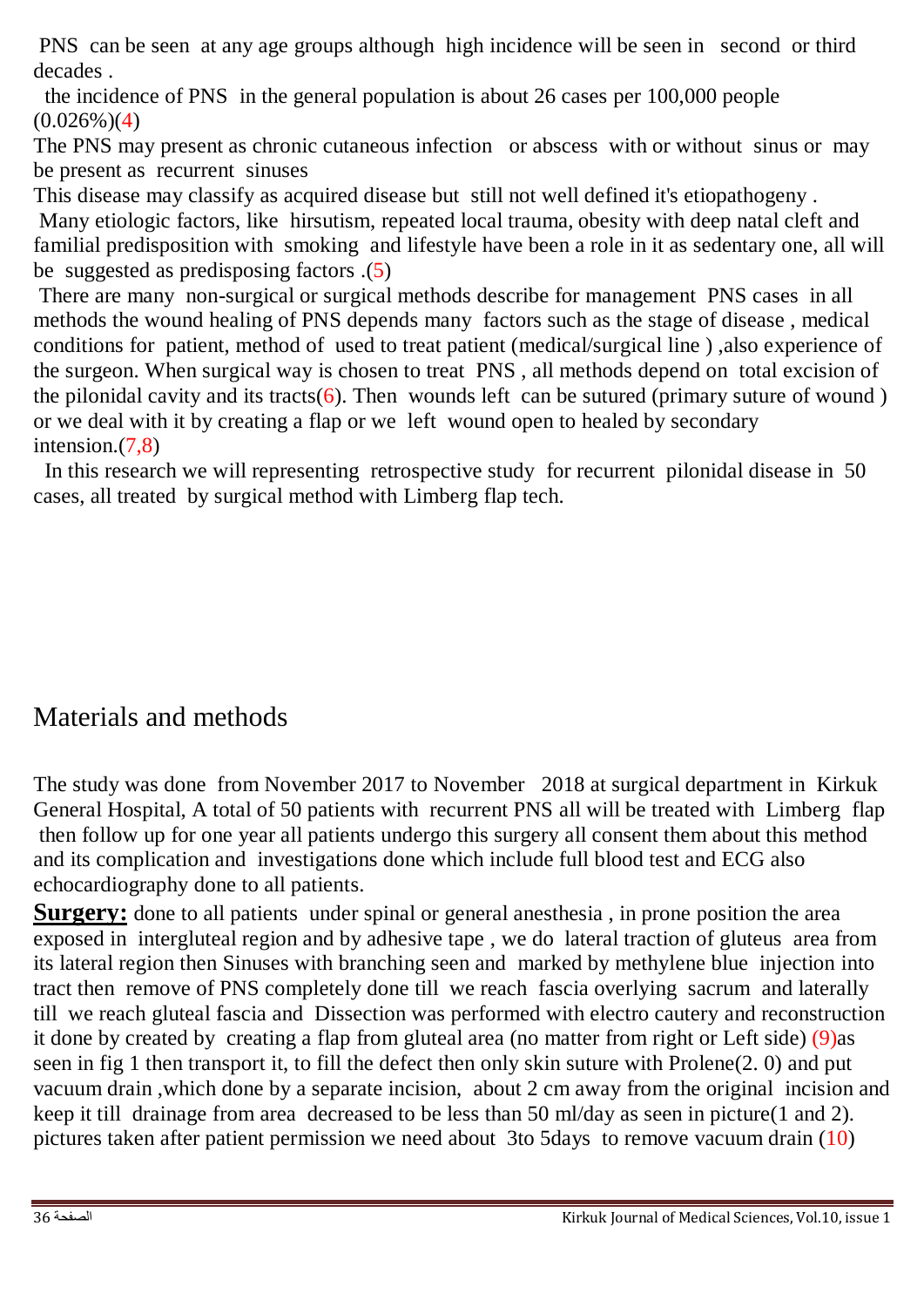PNS can be seen at any age groups although high incidence will be seen in second or third decades .

the incidence of PNS in the general population is about 26 cases per 100,000 people (0.026%)(4)

The PNS may present as chronic cutaneous infection or abscess with or without sinus or may be present as recurrent sinuses

This disease may classify as acquired disease but still not well defined it's etiopathogeny .

Many etiologic factors, like hirsutism, repeated local trauma, obesity with deep natal cleft and familial predisposition with smoking and lifestyle have been a role in it as sedentary one, all will be suggested as predisposing factors .(5)

There are many non-surgical or surgical methods describe for management PNS cases in all methods the wound healing of PNS depends many factors such as the stage of disease , medical conditions for patient, method of used to treat patient (medical/surgical line ) ,also experience of the surgeon. When surgical way is chosen to treat PNS , all methods depend on total excision of the pilonidal cavity and its tracts(6). Then wounds left can be sutured (primary suture of wound ) or we deal with it by creating a flap or we left wound open to healed by secondary intension.(7,8)

In this research we will representing retrospective study for recurrent pilonidal disease in 50 cases, all treated by surgical method with Limberg flap tech.

## Materials and methods

The study was done from November 2017 to November 2018 at surgical department in Kirkuk General Hospital, A total of 50 patients with recurrent PNS all will be treated with Limberg flap then follow up for one year all patients undergo this surgery all consent them about this method and its complication and investigations done which include full blood test and ECG also echocardiography done to all patients.

**Surgery:** done to all patients under spinal or general anesthesia , in prone position the area exposed in intergluteal region and by adhesive tape , we do lateral traction of gluteus area from its lateral region then Sinuses with branching seen and marked by methylene blue injection into tract then remove of PNS completely done till we reach fascia overlying sacrum and laterally till we reach gluteal fascia and Dissection was performed with electro cautery and reconstruction it done by created by creating a flap from gluteal area (no matter from right or Left side) (9)as seen in fig 1 then transport it, to fill the defect then only skin suture with Prolene(2. 0) and put vacuum drain ,which done by a separate incision, about 2 cm away from the original incision and keep it till drainage from area decreased to be less than 50 ml/day as seen in picture(1 and 2). pictures taken after patient permission we need about 3to 5days to remove vacuum drain (10)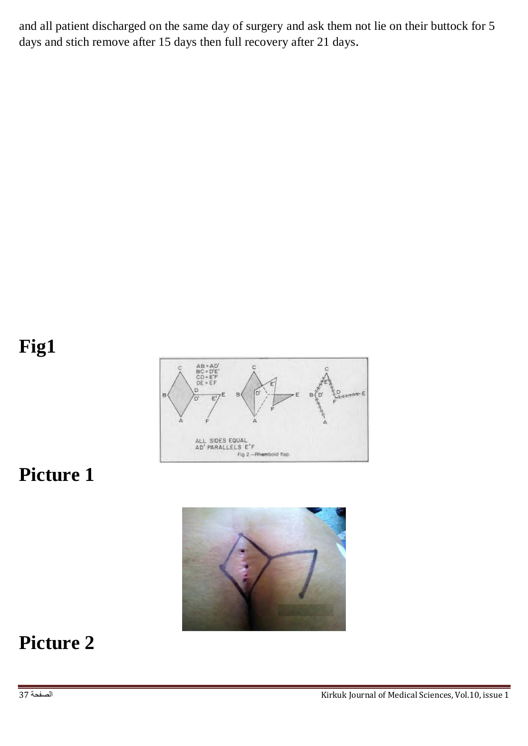and all patient discharged on the same day of surgery and ask them not lie on their buttock for 5 days and stich remove after 15 days then full recovery after 21 days.

# Fig1

# Picture 1

# Picture 2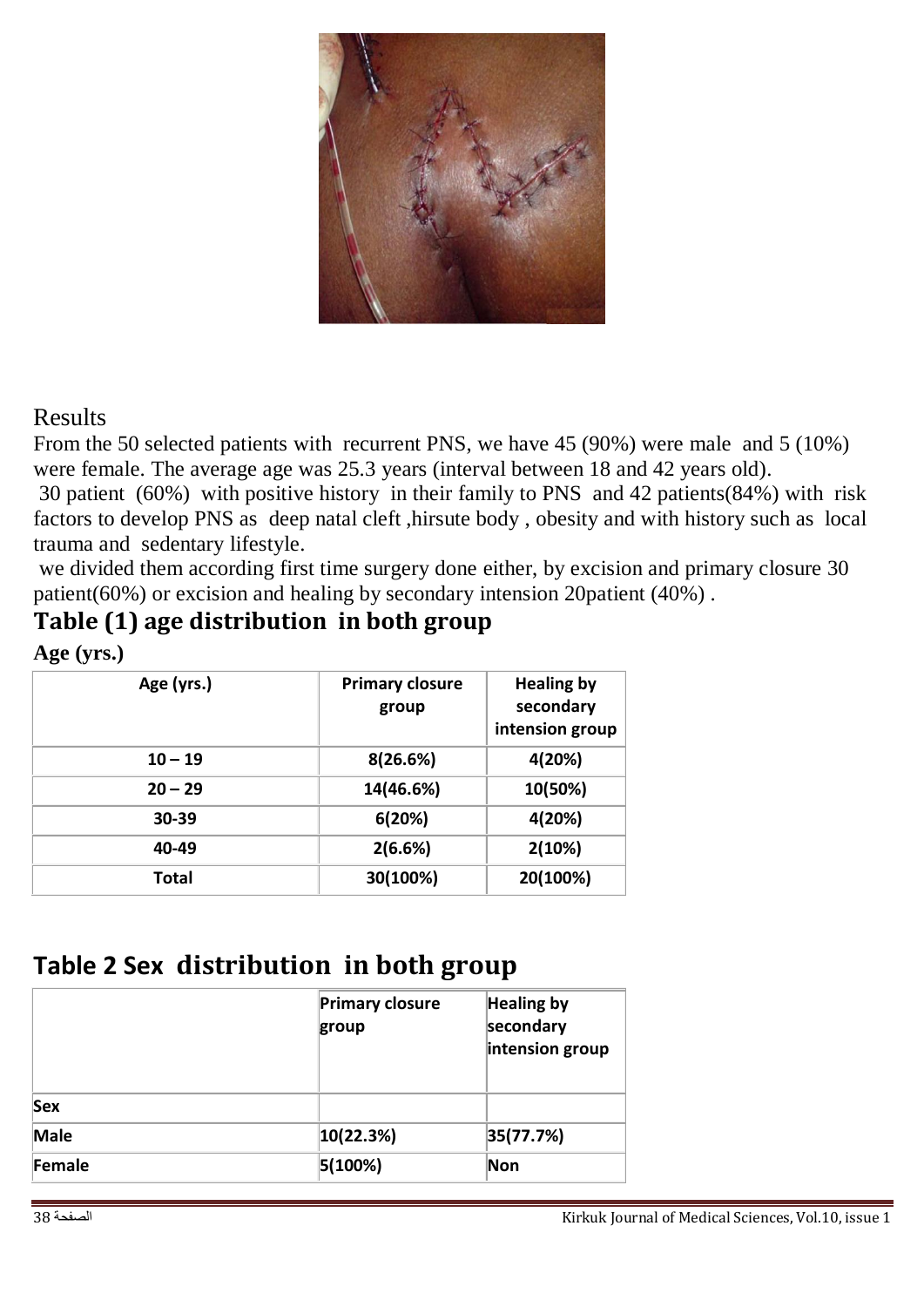## Results

From the 50 selected patients with recurrent PNS, we have 45 (90%) were male and 5 (10%) were female. The average age was 25.3 years (interval between 18 and 42 years old).

30 patient (60%) with positive history in their family to PNS and 42 patients(84%) with risk factors to develop PNS as deep natal cleft ,hirsute body , obesity and with history such as local trauma and sedentary lifestyle.

we divided them according first time surgery done either, by excision and primary closure 30 patient(60%) or excision and healing by secondary intension 20patient (40%) .

## Table (1) age distribution in both group

**Age (yrs.)**

| Age (yrs.) | Primary closure group | Healing by secondary intension group |
|---|---|---|
| 10 – 19 | 8(26.6%) | 4(20%) |
| 20 – 29 | 14(46.6%) | 10(50%) |
| 30-39 | 6(20%) | 4(20%) |
| 40-49 | 2(6.6%) | 2(10%) |
| Total | 30(100%) | 20(100%) |

## Table 2 Sex distribution in both group

| | Primary closure group | Healing by secondary intension group |
|---|---|---|
| Sex | | |
| Male | 10(22.3%) | 35(77.7%) |
| Female | 5(100%) | Non |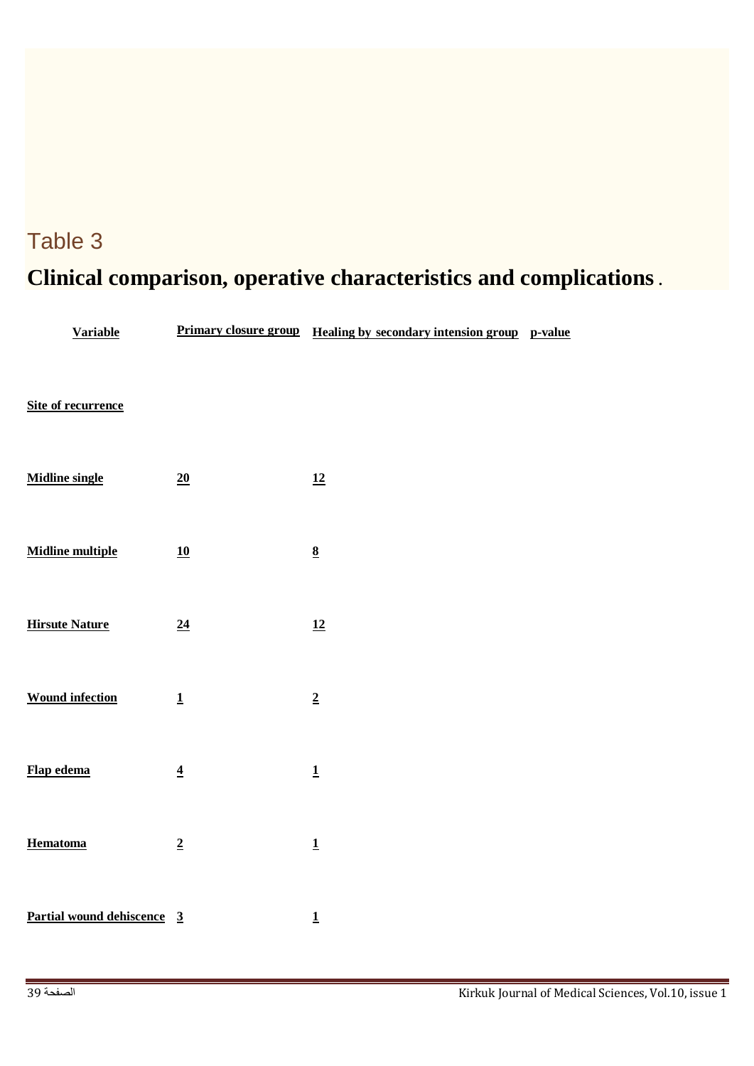Table 3

**Clinical comparison, operative characteristics and complications** .

| Variable | Primary closure group | Healing by secondary intension group | p-value |
|---|---|---|---|
| **Site of recurrence** | | | |
| **Midline single** | **20** | **12** | |
| **Midline multiple** | **10** | **8** | |
| **Hirsute Nature** | **24** | **12** | |
| **Wound infection** | **1** | **2** | |
| **Flap edema** | **4** | **1** | |
| **Hematoma** | **2** | **1** | |
| **Partial wound dehiscence** | **3** | **1** | |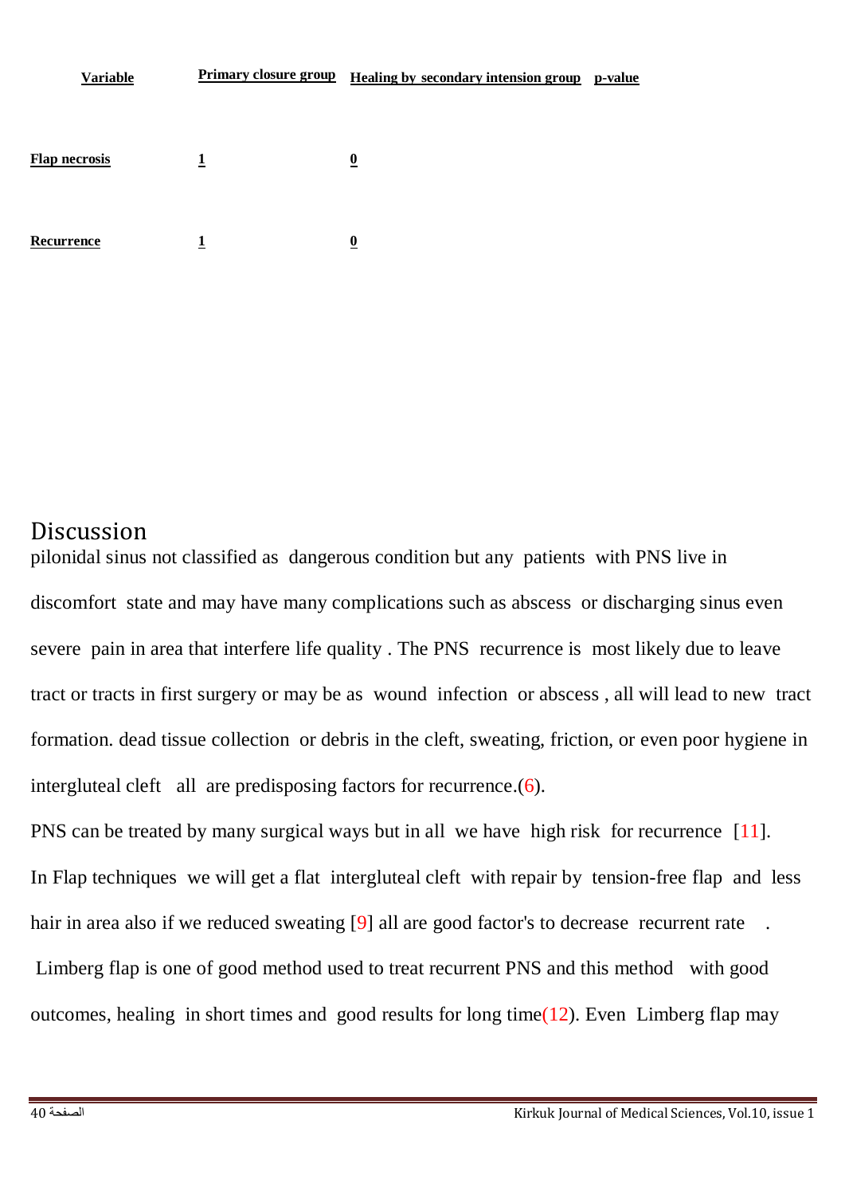| Variable | Primary closure group | Healing by secondary intension group | p-value |
|---|---|---|---|
| Flap necrosis | 1 | 0 | |
| Recurrence | 1 | 0 | |

# Discussion

pilonidal sinus not classified as dangerous condition but any patients with PNS live in discomfort state and may have many complications such as abscess or discharging sinus even severe pain in area that interfere life quality . The PNS recurrence is most likely due to leave tract or tracts in first surgery or may be as wound infection or abscess , all will lead to new tract formation. dead tissue collection or debris in the cleft, sweating, friction, or even poor hygiene in intergluteal cleft all are predisposing factors for recurrence.(6).

PNS can be treated by many surgical ways but in all we have high risk for recurrence [11]. In Flap techniques we will get a flat intergluteal cleft with repair by tension-free flap and less hair in area also if we reduced sweating [9] all are good factor's to decrease recurrent rate .

Limberg flap is one of good method used to treat recurrent PNS and this method with good outcomes, healing in short times and good results for long time(12). Even Limberg flap may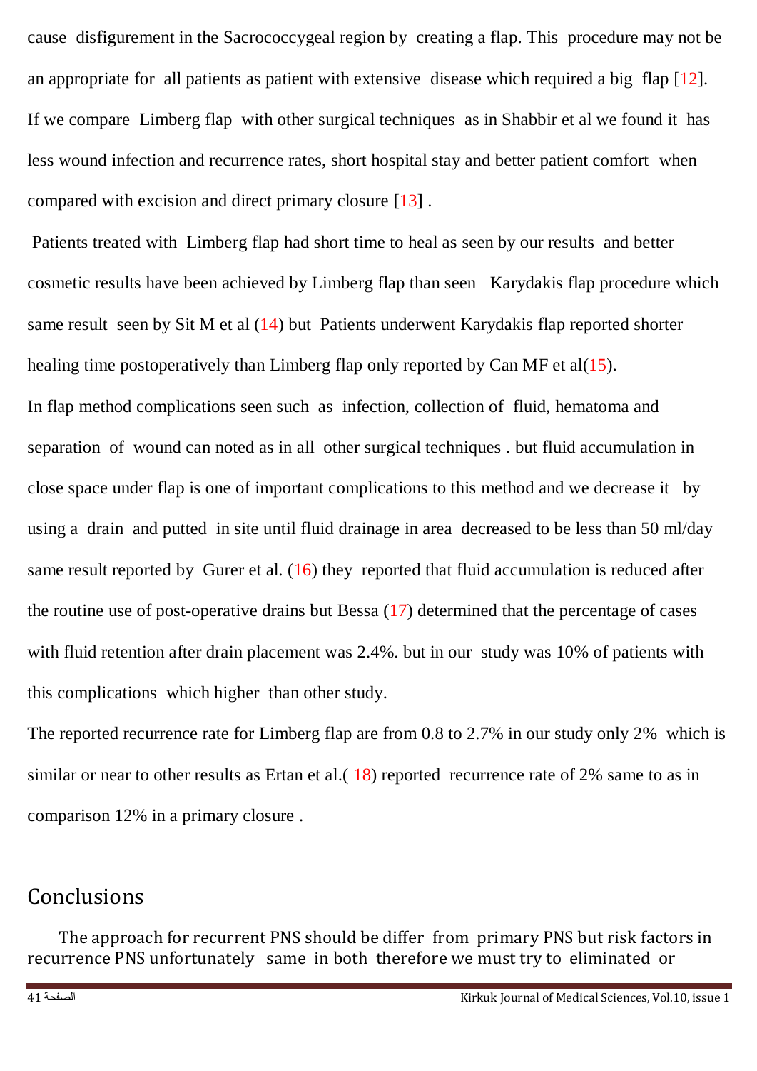cause disfigurement in the Sacrococcygeal region by creating a flap. This procedure may not be an appropriate for all patients as patient with extensive disease which required a big flap [12]. If we compare Limberg flap with other surgical techniques as in Shabbir et al we found it has less wound infection and recurrence rates, short hospital stay and better patient comfort when compared with excision and direct primary closure [13] .

Patients treated with Limberg flap had short time to heal as seen by our results and better cosmetic results have been achieved by Limberg flap than seen Karydakis flap procedure which same result seen by Sit M et al (14) but Patients underwent Karydakis flap reported shorter healing time postoperatively than Limberg flap only reported by Can MF et al(15).

In flap method complications seen such as infection, collection of fluid, hematoma and separation of wound can noted as in all other surgical techniques . but fluid accumulation in close space under flap is one of important complications to this method and we decrease it by using a drain and putted in site until fluid drainage in area decreased to be less than 50 ml/day same result reported by Gurer et al. (16) they reported that fluid accumulation is reduced after the routine use of post-operative drains but Bessa (17) determined that the percentage of cases with fluid retention after drain placement was 2.4%. but in our study was 10% of patients with this complications which higher than other study.

The reported recurrence rate for Limberg flap are from 0.8 to 2.7% in our study only 2% which is similar or near to other results as Ertan et al.( 18) reported recurrence rate of 2% same to as in comparison 12% in a primary closure .

## Conclusions

The approach for recurrent PNS should be differ from primary PNS but risk factors in recurrence PNS unfortunately same in both therefore we must try to eliminated or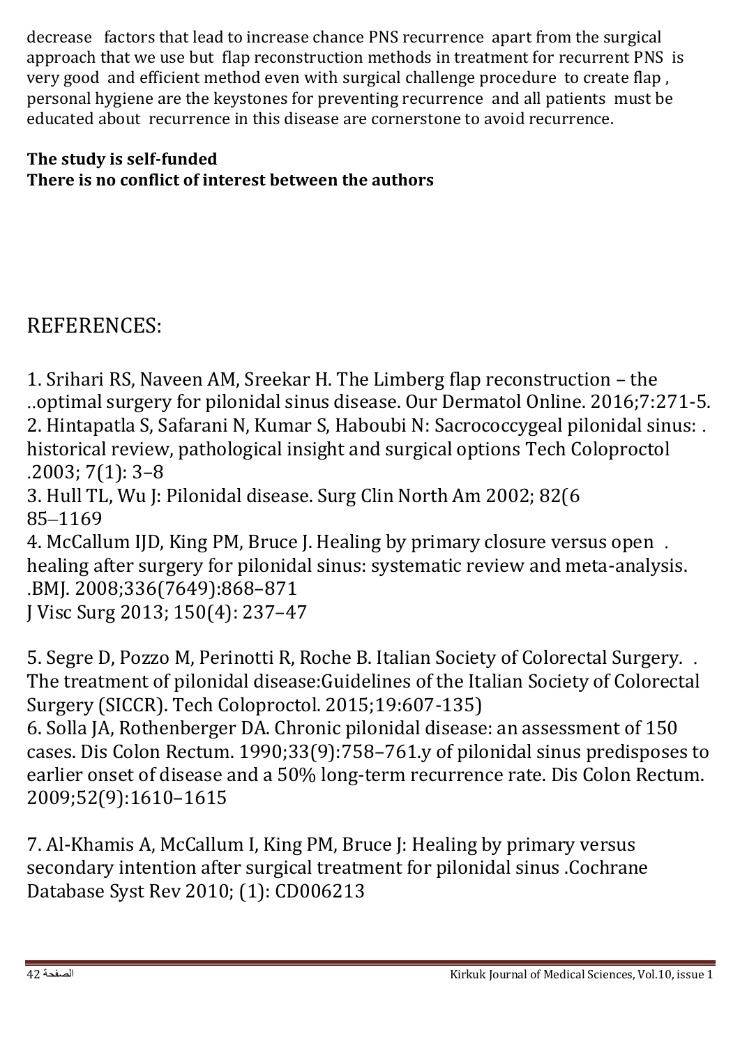decrease factors that lead to increase chance PNS recurrence apart from the surgical approach that we use but flap reconstruction methods in treatment for recurrent PNS is very good and efficient method even with surgical challenge procedure to create flap , personal hygiene are the keystones for preventing recurrence and all patients must be educated about recurrence in this disease are cornerstone to avoid recurrence.

**The study is self-funded**
**There is no conflict of interest between the authors**

# REFERENCES:

1. Srihari RS, Naveen AM, Sreekar H. The Limberg flap reconstruction – the ..optimal surgery for pilonidal sinus disease. Our Dermatol Online. 2016;7:271-5.
2. Hintapatla S, Safarani N, Kumar S, Haboubi N: Sacrococcygeal pilonidal sinus: . historical review, pathological insight and surgical options Tech Coloproctol .2003; 7(1): 3–8
3. Hull TL, Wu J: Pilonidal disease. Surg Clin North Am 2002; 82(6 85–1169
4. McCallum IJD, King PM, Bruce J. Healing by primary closure versus open . healing after surgery for pilonidal sinus: systematic review and meta-analysis. .BMJ. 2008;336(7649):868–871
J Visc Surg 2013; 150(4): 237–47

5. Segre D, Pozzo M, Perinotti R, Roche B. Italian Society of Colorectal Surgery. . The treatment of pilonidal disease:Guidelines of the Italian Society of Colorectal Surgery (SICCR). Tech Coloproctol. 2015;19:607-135)
6. Solla JA, Rothenberger DA. Chronic pilonidal disease: an assessment of 150 cases. Dis Colon Rectum. 1990;33(9):758–761.y of pilonidal sinus predisposes to earlier onset of disease and a 50% long-term recurrence rate. Dis Colon Rectum. 2009;52(9):1610–1615

7. Al-Khamis A, McCallum I, King PM, Bruce J: Healing by primary versus secondary intention after surgical treatment for pilonidal sinus .Cochrane Database Syst Rev 2010; (1): CD006213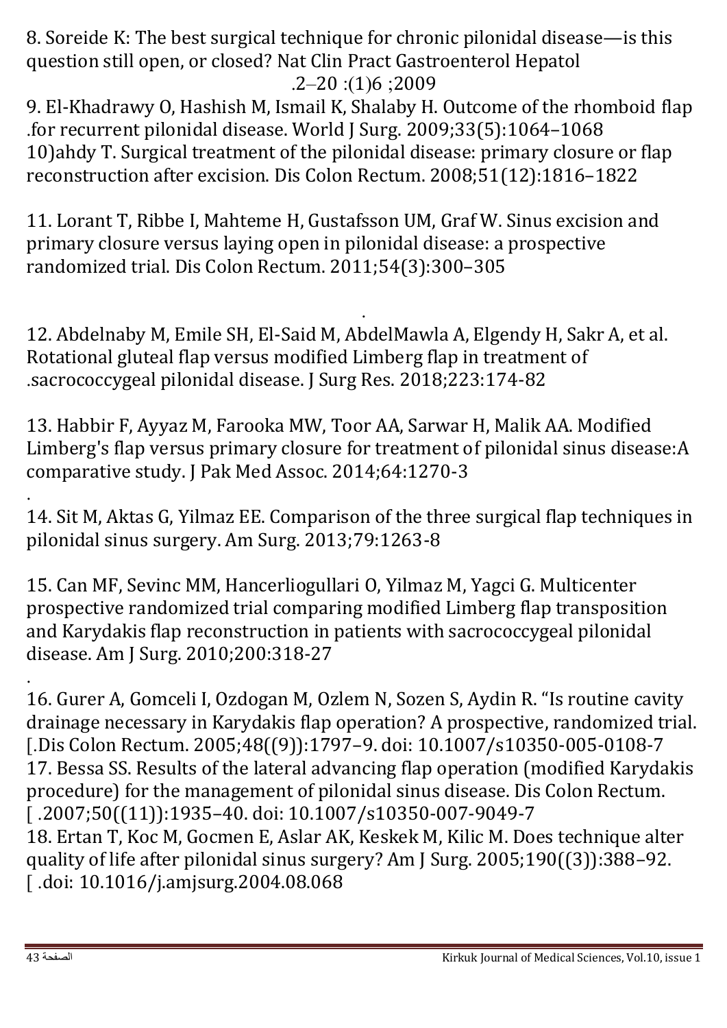8. Soreide K: The best surgical technique for chronic pilonidal disease—is this question still open, or closed? Nat Clin Pract Gastroenterol Hepatol .2–20 :(1)6 ;2009

9. El-Khadrawy O, Hashish M, Ismail K, Shalaby H. Outcome of the rhomboid flap .for recurrent pilonidal disease. World J Surg. 2009;33(5):1064–1068

10)ahdy T. Surgical treatment of the pilonidal disease: primary closure or flap reconstruction after excision. Dis Colon Rectum. 2008;51(12):1816–1822

11. Lorant T, Ribbe I, Mahteme H, Gustafsson UM, Graf W. Sinus excision and primary closure versus laying open in pilonidal disease: a prospective randomized trial. Dis Colon Rectum. 2011;54(3):300–305

.

12. Abdelnaby M, Emile SH, El-Said M, AbdelMawla A, Elgendy H, Sakr A, et al. Rotational gluteal flap versus modified Limberg flap in treatment of .sacrococcygeal pilonidal disease. J Surg Res. 2018;223:174-82

13. Habbir F, Ayyaz M, Farooka MW, Toor AA, Sarwar H, Malik AA. Modified Limberg's flap versus primary closure for treatment of pilonidal sinus disease:A comparative study. J Pak Med Assoc. 2014;64:1270-3

.

14. Sit M, Aktas G, Yilmaz EE. Comparison of the three surgical flap techniques in pilonidal sinus surgery. Am Surg. 2013;79:1263-8

15. Can MF, Sevinc MM, Hancerliogullari O, Yilmaz M, Yagci G. Multicenter prospective randomized trial comparing modified Limberg flap transposition and Karydakis flap reconstruction in patients with sacrococcygeal pilonidal disease. Am J Surg. 2010;200:318-27

.

16. Gurer A, Gomceli I, Ozdogan M, Ozlem N, Sozen S, Aydin R. "Is routine cavity drainage necessary in Karydakis flap operation? A prospective, randomized trial. [.Dis Colon Rectum. 2005;48((9)):1797–9. doi: 10.1007/s10350-005-0108-7

17. Bessa SS. Results of the lateral advancing flap operation (modified Karydakis procedure) for the management of pilonidal sinus disease. Dis Colon Rectum. [ .2007;50((11)):1935–40. doi: 10.1007/s10350-007-9049-7

18. Ertan T, Koc M, Gocmen E, Aslar AK, Keskek M, Kilic M. Does technique alter quality of life after pilonidal sinus surgery? Am J Surg. 2005;190((3)):388–92. [ .doi: 10.1016/j.amjsurg.2004.08.068